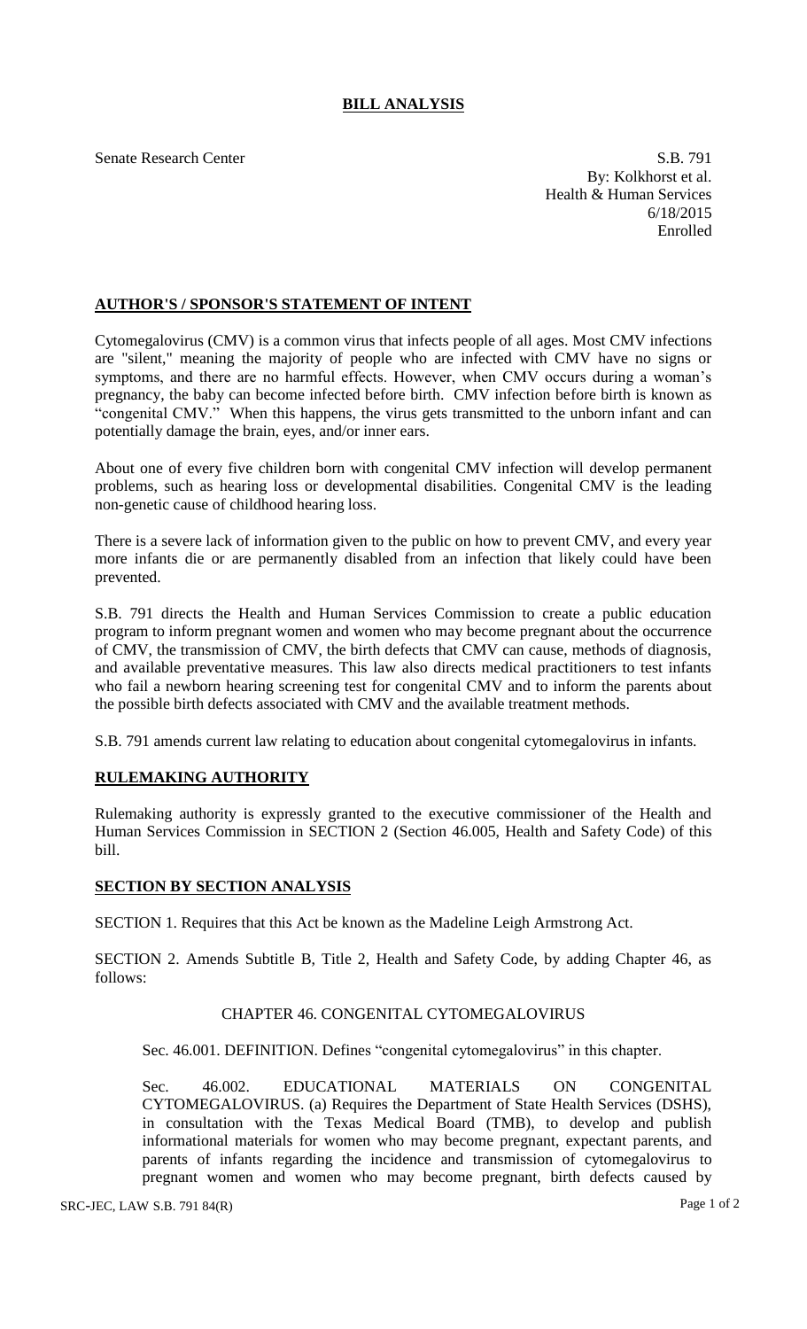# BILL ANALYSIS

Senate Research Center

S.B. 791
By: Kolkhorst et al.
Health & Human Services
6/18/2015
Enrolled

## AUTHOR'S / SPONSOR'S STATEMENT OF INTENT

Cytomegalovirus (CMV) is a common virus that infects people of all ages. Most CMV infections are "silent," meaning the majority of people who are infected with CMV have no signs or symptoms, and there are no harmful effects. However, when CMV occurs during a woman's pregnancy, the baby can become infected before birth. CMV infection before birth is known as "congenital CMV." When this happens, the virus gets transmitted to the unborn infant and can potentially damage the brain, eyes, and/or inner ears.

About one of every five children born with congenital CMV infection will develop permanent problems, such as hearing loss or developmental disabilities. Congenital CMV is the leading non-genetic cause of childhood hearing loss.

There is a severe lack of information given to the public on how to prevent CMV, and every year more infants die or are permanently disabled from an infection that likely could have been prevented.

S.B. 791 directs the Health and Human Services Commission to create a public education program to inform pregnant women and women who may become pregnant about the occurrence of CMV, the transmission of CMV, the birth defects that CMV can cause, methods of diagnosis, and available preventative measures. This law also directs medical practitioners to test infants who fail a newborn hearing screening test for congenital CMV and to inform the parents about the possible birth defects associated with CMV and the available treatment methods.

S.B. 791 amends current law relating to education about congenital cytomegalovirus in infants.

## RULEMAKING AUTHORITY

Rulemaking authority is expressly granted to the executive commissioner of the Health and Human Services Commission in SECTION 2 (Section 46.005, Health and Safety Code) of this bill.

## SECTION BY SECTION ANALYSIS

SECTION 1. Requires that this Act be known as the Madeline Leigh Armstrong Act.

SECTION 2. Amends Subtitle B, Title 2, Health and Safety Code, by adding Chapter 46, as follows:

CHAPTER 46. CONGENITAL CYTOMEGALOVIRUS

Sec. 46.001. DEFINITION. Defines "congenital cytomegalovirus" in this chapter.

Sec. 46.002. EDUCATIONAL MATERIALS ON CONGENITAL CYTOMEGALOVIRUS. (a) Requires the Department of State Health Services (DSHS), in consultation with the Texas Medical Board (TMB), to develop and publish informational materials for women who may become pregnant, expectant parents, and parents of infants regarding the incidence and transmission of cytomegalovirus to pregnant women and women who may become pregnant, birth defects caused by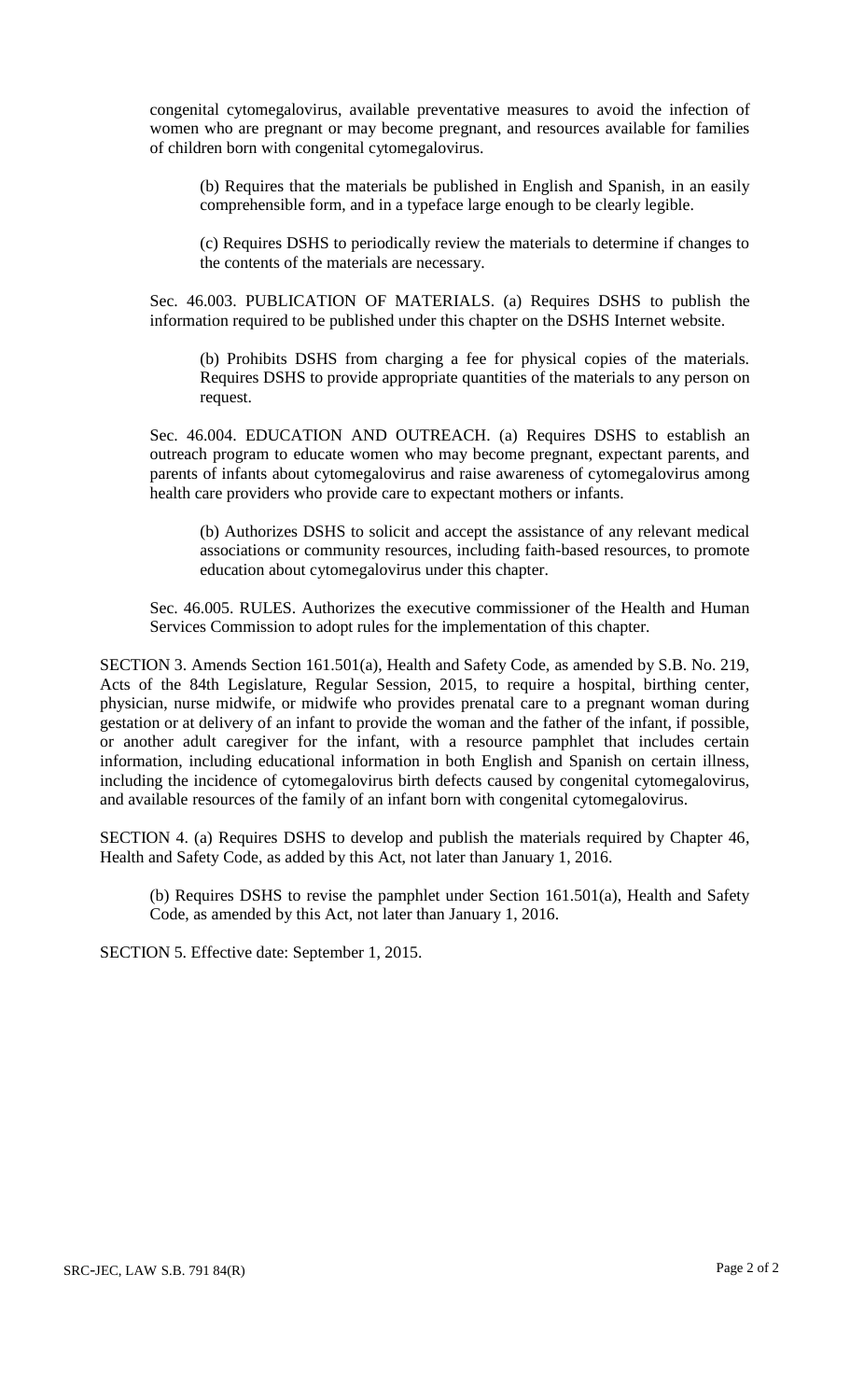congenital cytomegalovirus, available preventative measures to avoid the infection of women who are pregnant or may become pregnant, and resources available for families of children born with congenital cytomegalovirus.

(b) Requires that the materials be published in English and Spanish, in an easily comprehensible form, and in a typeface large enough to be clearly legible.

(c) Requires DSHS to periodically review the materials to determine if changes to the contents of the materials are necessary.

Sec. 46.003. PUBLICATION OF MATERIALS. (a) Requires DSHS to publish the information required to be published under this chapter on the DSHS Internet website.

(b) Prohibits DSHS from charging a fee for physical copies of the materials. Requires DSHS to provide appropriate quantities of the materials to any person on request.

Sec. 46.004. EDUCATION AND OUTREACH. (a) Requires DSHS to establish an outreach program to educate women who may become pregnant, expectant parents, and parents of infants about cytomegalovirus and raise awareness of cytomegalovirus among health care providers who provide care to expectant mothers or infants.

(b) Authorizes DSHS to solicit and accept the assistance of any relevant medical associations or community resources, including faith-based resources, to promote education about cytomegalovirus under this chapter.

Sec. 46.005. RULES. Authorizes the executive commissioner of the Health and Human Services Commission to adopt rules for the implementation of this chapter.

SECTION 3. Amends Section 161.501(a), Health and Safety Code, as amended by S.B. No. 219, Acts of the 84th Legislature, Regular Session, 2015, to require a hospital, birthing center, physician, nurse midwife, or midwife who provides prenatal care to a pregnant woman during gestation or at delivery of an infant to provide the woman and the father of the infant, if possible, or another adult caregiver for the infant, with a resource pamphlet that includes certain information, including educational information in both English and Spanish on certain illness, including the incidence of cytomegalovirus birth defects caused by congenital cytomegalovirus, and available resources of the family of an infant born with congenital cytomegalovirus.

SECTION 4. (a) Requires DSHS to develop and publish the materials required by Chapter 46, Health and Safety Code, as added by this Act, not later than January 1, 2016.

(b) Requires DSHS to revise the pamphlet under Section 161.501(a), Health and Safety Code, as amended by this Act, not later than January 1, 2016.

SECTION 5. Effective date: September 1, 2015.

SRC-JEC, LAW S.B. 791 84(R)